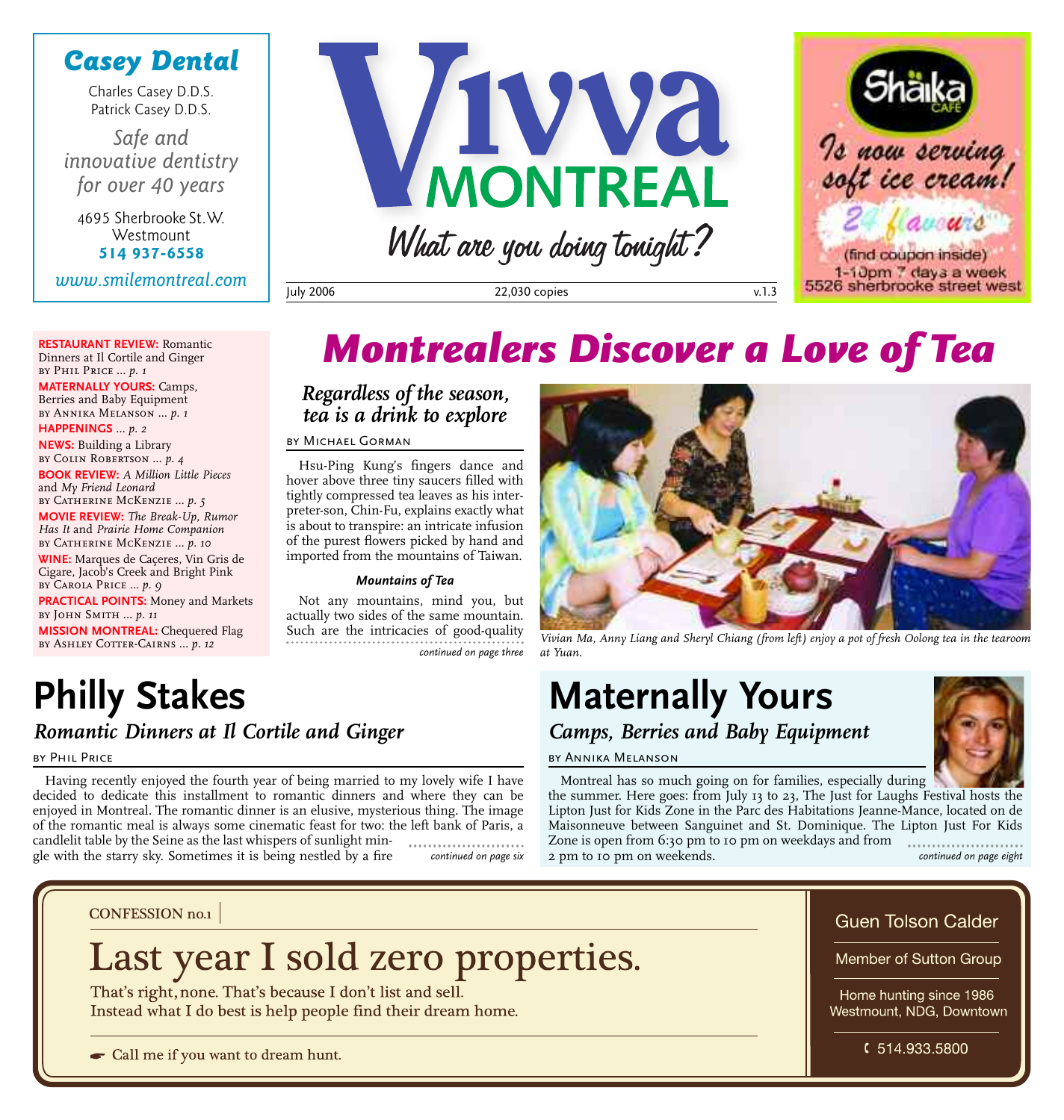**Casey Dental**

Charles Casey D.D.S.
Patrick Casey D.D.S.

*Safe and innovative dentistry for over 40 years*

4695 Sherbrooke St. W.
Westmount
**514 937-6558**

*www.smilemontreal.com*

# Vivva MONTREAL

*What are you doing tonight?*

July 2006 | 22,030 copies | v.1.3

Shäika Café

*Is now serving soft ice cream!*

*24 flavours*

(find coupon inside)
1-10pm 7 days a week
5526 sherbrooke street west

**RESTAURANT REVIEW:** Romantic Dinners at Il Cortile and Ginger by Phil Price … *p. 1*

**MATERNALLY YOURS:** Camps, Berries and Baby Equipment by Annika Melanson … *p. 1*

**HAPPENINGS** … *p. 2*

**NEWS:** Building a Library by Colin Robertson … *p. 4*

**BOOK REVIEW:** *A Million Little Pieces* and *My Friend Leonard* by Catherine McKenzie … *p. 5*

**MOVIE REVIEW:** *The Break-Up, Rumor Has It* and *Prairie Home Companion* by Catherine McKenzie … *p. 10*

**WINE:** Marques de Caçeres, Vin Gris de Cigare, Jacob's Creek and Bright Pink by Carola Price … *p. 9*

**PRACTICAL POINTS:** Money and Markets by John Smith … *p. 11*

**MISSION MONTREAL:** Chequered Flag by Ashley Cotter-Cairns … *p. 12*

# Montrealers Discover a Love of Tea

### *Regardless of the season, tea is a drink to explore*

by Michael Gorman

Hsu-Ping Kung's fingers dance and hover above three tiny saucers filled with tightly compressed tea leaves as his interpreter-son, Chin-Fu, explains exactly what is about to transpire: an intricate infusion of the purest flowers picked by hand and imported from the mountains of Taiwan.

**Mountains of Tea**

Not any mountains, mind you, but actually two sides of the same mountain. Such are the intricacies of good-quality

*continued on page three*

*Vivian Ma, Anny Liang and Sheryl Chiang (from left) enjoy a pot of fresh Oolong tea in the tearoom at Yuan.*

# Philly Stakes

### *Romantic Dinners at Il Cortile and Ginger*

by Phil Price

Having recently enjoyed the fourth year of being married to my lovely wife I have decided to dedicate this installment to romantic dinners and where they can be enjoyed in Montreal. The romantic dinner is an elusive, mysterious thing. The image of the romantic meal is always some cinematic feast for two: the left bank of Paris, a candlelit table by the Seine as the last whispers of sunlight mingle with the starry sky. Sometimes it is being nestled by a fire

*continued on page six*

# Maternally Yours

### *Camps, Berries and Baby Equipment*

by Annika Melanson

Montreal has so much going on for families, especially during the summer. Here goes: from July 13 to 23, The Just for Laughs Festival hosts the Lipton Just for Kids Zone in the Parc des Habitations Jeanne-Mance, located on de Maisonneuve between Sanguinet and St. Dominique. The Lipton Just For Kids Zone is open from 6:30 pm to 10 pm on weekdays and from 2 pm to 10 pm on weekends.

*continued on page eight*

CONFESSION no.1

## Last year I sold zero properties.

That's right, none. That's because I don't list and sell.
Instead what I do best is help people find their dream home.

☛ Call me if you want to dream hunt.

Guen Tolson Calder

Member of Sutton Group

Home hunting since 1986
Westmount, NDG, Downtown

✆ 514.933.5800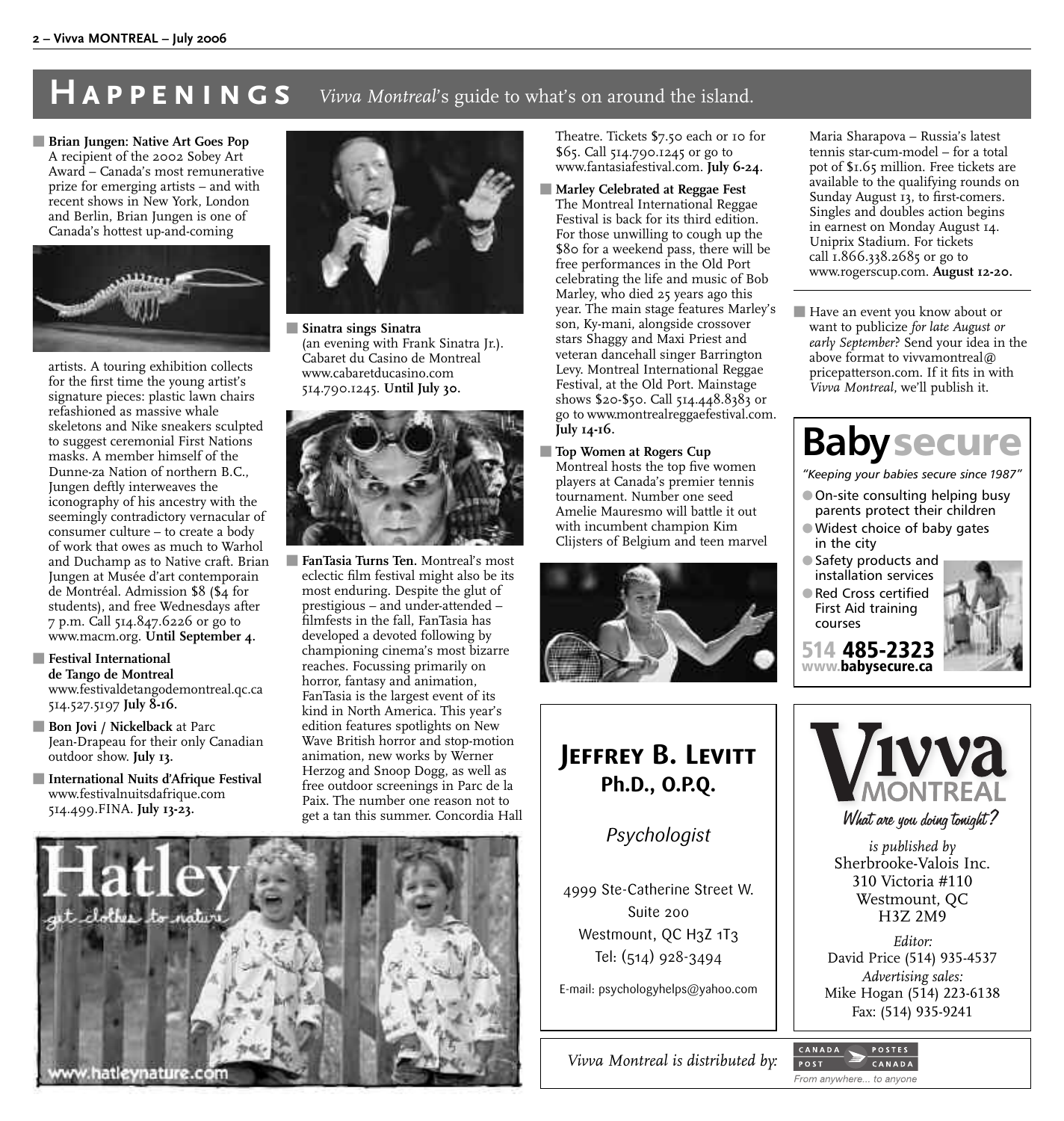# HAPPENINGS *Vivva Montreal*'s guide to what's on around the island.

**Brian Jungen: Native Art Goes Pop**
A recipient of the 2002 Sobey Art Award – Canada's most remunerative prize for emerging artists – and with recent shows in New York, London and Berlin, Brian Jungen is one of Canada's hottest up-and-coming artists. A touring exhibition collects for the first time the young artist's signature pieces: plastic lawn chairs refashioned as massive whale skeletons and Nike sneakers sculpted to suggest ceremonial First Nations masks. A member himself of the Dunne-za Nation of northern B.C., Jungen deftly interweaves the iconography of his ancestry with the seemingly contradictory vernacular of consumer culture – to create a body of work that owes as much to Warhol and Duchamp as to Native craft. Brian Jungen at Musée d'art contemporain de Montréal. Admission $8 ($4 for students), and free Wednesdays after 7 p.m. Call 514.847.6226 or go to www.macm.org. **Until September 4.**

**Festival International de Tango de Montreal**
www.festivaldetangodemontreal.qc.ca 514.527.5197 **July 8-16.**

**Bon Jovi / Nickelback** at Parc Jean-Drapeau for their only Canadian outdoor show. **July 13.**

**International Nuits d'Afrique Festival**
www.festivalnuitsdafrique.com 514.499.FINA. **July 13-23.**

**Sinatra sings Sinatra**
(an evening with Frank Sinatra Jr.). Cabaret du Casino de Montreal www.cabaretducasino.com 514.790.1245. **Until July 30.**

**FanTasia Turns Ten.** Montreal's most eclectic film festival might also be its most enduring. Despite the glut of prestigious – and under-attended – filmfests in the fall, FanTasia has developed a devoted following by championing cinema's most bizarre reaches. Focussing primarily on horror, fantasy and animation, FanTasia is the largest event of its kind in North America. This year's edition features spotlights on New Wave British horror and stop-motion animation, new works by Werner Herzog and Snoop Dogg, as well as free outdoor screenings in Parc de la Paix. The number one reason not to get a tan this summer. Concordia Hall Theatre. Tickets $7.50 each or 10 for $65. Call 514.790.1245 or go to www.fantasiafestival.com. **July 6-24.**

**Marley Celebrated at Reggae Fest**
The Montreal International Reggae Festival is back for its third edition. For those unwilling to cough up the $80 for a weekend pass, there will be free performances in the Old Port celebrating the life and music of Bob Marley, who died 25 years ago this year. The main stage features Marley's son, Ky-mani, alongside crossover stars Shaggy and Maxi Priest and veteran dancehall singer Barrington Levy. Montreal International Reggae Festival, at the Old Port. Mainstage shows $20-$50. Call 514.448.8383 or go to www.montrealreggaefestival.com. **July 14-16.**

**Top Women at Rogers Cup**
Montreal hosts the top five women players at Canada's premier tennis tournament. Number one seed Amelie Mauresmo will battle it out with incumbent champion Kim Clijsters of Belgium and teen marvel Maria Sharapova – Russia's latest tennis star-cum-model – for a total pot of $1.65 million. Free tickets are available to the qualifying rounds on Sunday August 13, to first-comers. Singles and doubles action begins in earnest on Monday August 14. Uniprix Stadium. For tickets call 1.866.338.2685 or go to www.rogerscup.com. **August 12-20.**

Have an event you know about or want to publicize *for late August or early September*? Send your idea in the above format to vivvamontreal@pricepatterson.com. If it fits in with *Vivva Montreal*, we'll publish it.

---

**Baby secure**
*"Keeping your babies secure since 1987"*

- On-site consulting helping busy parents protect their children
- Widest choice of baby gates in the city
- Safety products and installation services
- Red Cross certified First Aid training courses

**514 485-2323**
www.babysecure.ca

---

**Hatley**
get clothes to nature
www.hatleynature.com

---

## JEFFREY B. LEVITT
**Ph.D., O.P.Q.**

*Psychologist*

4999 Ste-Catherine Street W.
Suite 200
Westmount, QC H3Z 1T3
Tel: (514) 928-3494

E-mail: psychologyhelps@yahoo.com

---

**Vivva MONTREAL**
*What are you doing tonight?*

*is published by*
Sherbrooke-Valois Inc.
310 Victoria #110
Westmount, QC
H3Z 2M9

*Editor:*
David Price (514) 935-4537
*Advertising sales:*
Mike Hogan (514) 223-6138
Fax: (514) 935-9241

---

*Vivva Montreal is distributed by:* Canada Post / Postes Canada — From anywhere... to anyone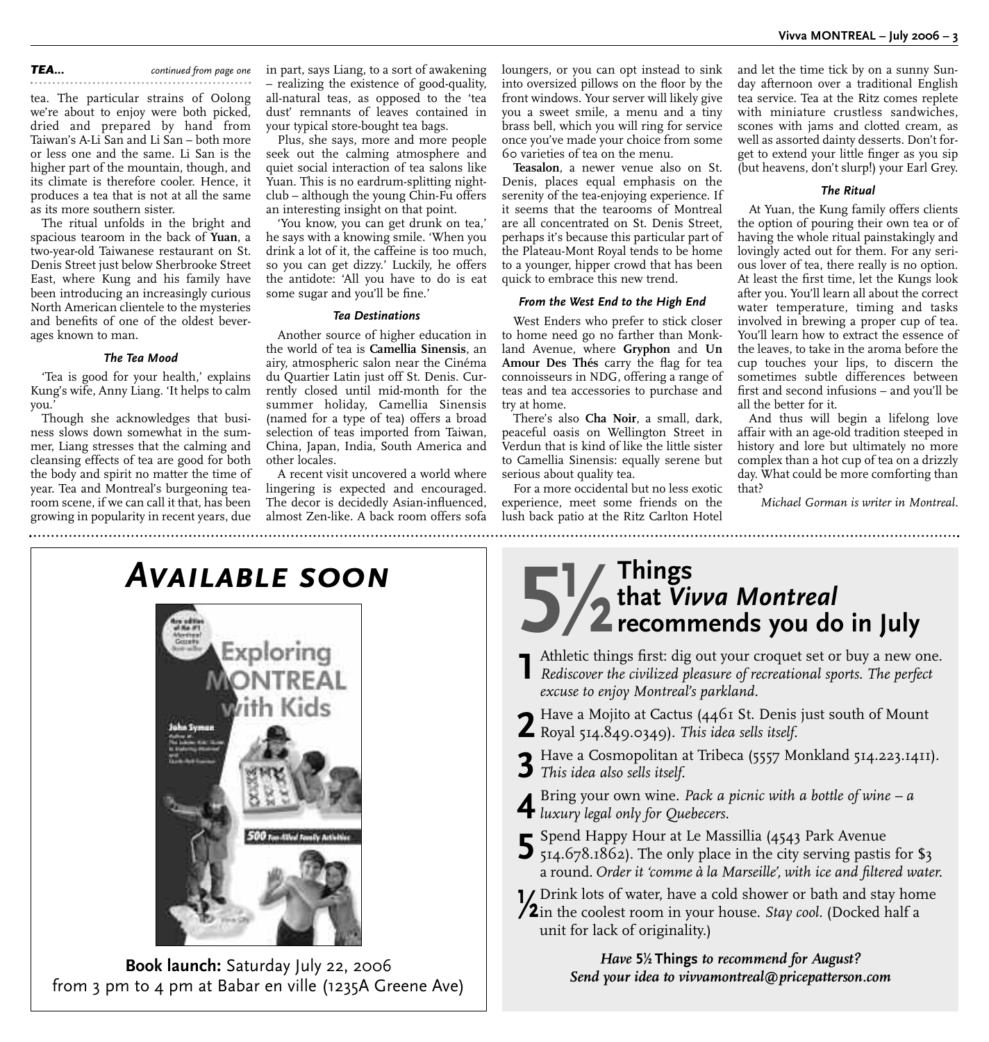***TEA...*** *continued from page one*

tea. The particular strains of Oolong we're about to enjoy were both picked, dried and prepared by hand from Taiwan's A-Li San and Li San – both more or less one and the same. Li San is the higher part of the mountain, though, and its climate is therefore cooler. Hence, it produces a tea that is not at all the same as its more southern sister.

The ritual unfolds in the bright and spacious tearoom in the back of **Yuan**, a two-year-old Taiwanese restaurant on St. Denis Street just below Sherbrooke Street East, where Kung and his family have been introducing an increasingly curious North American clientele to the mysteries and benefits of one of the oldest beverages known to man.

### *The Tea Mood*

'Tea is good for your health,' explains Kung's wife, Anny Liang. 'It helps to calm you.'

Though she acknowledges that business slows down somewhat in the summer, Liang stresses that the calming and cleansing effects of tea are good for both the body and spirit no matter the time of year. Tea and Montreal's burgeoning tearoom scene, if we can call it that, has been growing in popularity in recent years, due in part, says Liang, to a sort of awakening – realizing the existence of good-quality, all-natural teas, as opposed to the 'tea dust' remnants of leaves contained in your typical store-bought tea bags.

Plus, she says, more and more people seek out the calming atmosphere and quiet social interaction of tea salons like Yuan. This is no eardrum-splitting nightclub – although the young Chin-Fu offers an interesting insight on that point.

'You know, you can get drunk on tea,' he says with a knowing smile. 'When you drink a lot of it, the caffeine is too much, so you can get dizzy.' Luckily, he offers the antidote: 'All you have to do is eat some sugar and you'll be fine.'

### *Tea Destinations*

Another source of higher education in the world of tea is **Camellia Sinensis**, an airy, atmospheric salon near the Cinéma du Quartier Latin just off St. Denis. Currently closed until mid-month for the summer holiday, Camellia Sinensis (named for a type of tea) offers a broad selection of teas imported from Taiwan, China, Japan, India, South America and other locales.

A recent visit uncovered a world where lingering is expected and encouraged. The decor is decidedly Asian-influenced, almost Zen-like. A back room offers sofa loungers, or you can opt instead to sink into oversized pillows on the floor by the front windows. Your server will likely give you a sweet smile, a menu and a tiny brass bell, which you will ring for service once you've made your choice from some 60 varieties of tea on the menu.

**Teasalon**, a newer venue also on St. Denis, places equal emphasis on the serenity of the tea-enjoying experience. If it seems that the tearooms of Montreal are all concentrated on St. Denis Street, perhaps it's because this particular part of the Plateau-Mont Royal tends to be home to a younger, hipper crowd that has been quick to embrace this new trend.

### *From the West End to the High End*

West Enders who prefer to stick closer to home need go no farther than Monkland Avenue, where **Gryphon** and **Un Amour Des Thés** carry the flag for tea connoisseurs in NDG, offering a range of teas and tea accessories to purchase and try at home.

There's also **Cha Noir**, a small, dark, peaceful oasis on Wellington Street in Verdun that is kind of like the little sister to Camellia Sinensis: equally serene but serious about quality tea.

For a more occidental but no less exotic experience, meet some friends on the lush back patio at the Ritz Carlton Hotel and let the time tick by on a sunny Sunday afternoon over a traditional English tea service. Tea at the Ritz comes replete with miniature crustless sandwiches, scones with jams and clotted cream, as well as assorted dainty desserts. Don't forget to extend your little finger as you sip (but heavens, don't slurp!) your Earl Grey.

### *The Ritual*

At Yuan, the Kung family offers clients the option of pouring their own tea or of having the whole ritual painstakingly and lovingly acted out for them. For any serious lover of tea, there really is no option. At least the first time, let the Kungs look after you. You'll learn all about the correct water temperature, timing and tasks involved in brewing a proper cup of tea. You'll learn how to extract the essence of the leaves, to take in the aroma before the cup touches your lips, to discern the sometimes subtle differences between first and second infusions – and you'll be all the better for it.

And thus will begin a lifelong love affair with an age-old tradition steeped in history and lore but ultimately no more complex than a hot cup of tea on a drizzly day. What could be more comforting than that?

*Michael Gorman is writer in Montreal.*

---

## *Available soon*

**Book launch:** Saturday July 22, 2006 from 3 pm to 4 pm at Babar en ville (1235A Greene Ave)

---

## 5½ Things that *Vivva Montreal* recommends you do in July

**1** Athletic things first: dig out your croquet set or buy a new one. *Rediscover the civilized pleasure of recreational sports. The perfect excuse to enjoy Montreal's parkland.*

**2** Have a Mojito at Cactus (4461 St. Denis just south of Mount Royal 514.849.0349). *This idea sells itself.*

**3** Have a Cosmopolitan at Tribeca (5557 Monkland 514.223.1411). *This idea also sells itself.*

**4** Bring your own wine. *Pack a picnic with a bottle of wine – a luxury legal only for Quebecers.*

**5** Spend Happy Hour at Le Massillia (4543 Park Avenue 514.678.1862). The only place in the city serving pastis for $3 a round. *Order it 'comme à la Marseille', with ice and filtered water.*

**½** Drink lots of water, have a cold shower or bath and stay home in the coolest room in your house. *Stay cool.* (Docked half a unit for lack of originality.)

***Have* 5½ Things *to recommend for August? Send your idea to vivvamontreal@pricepatterson.com***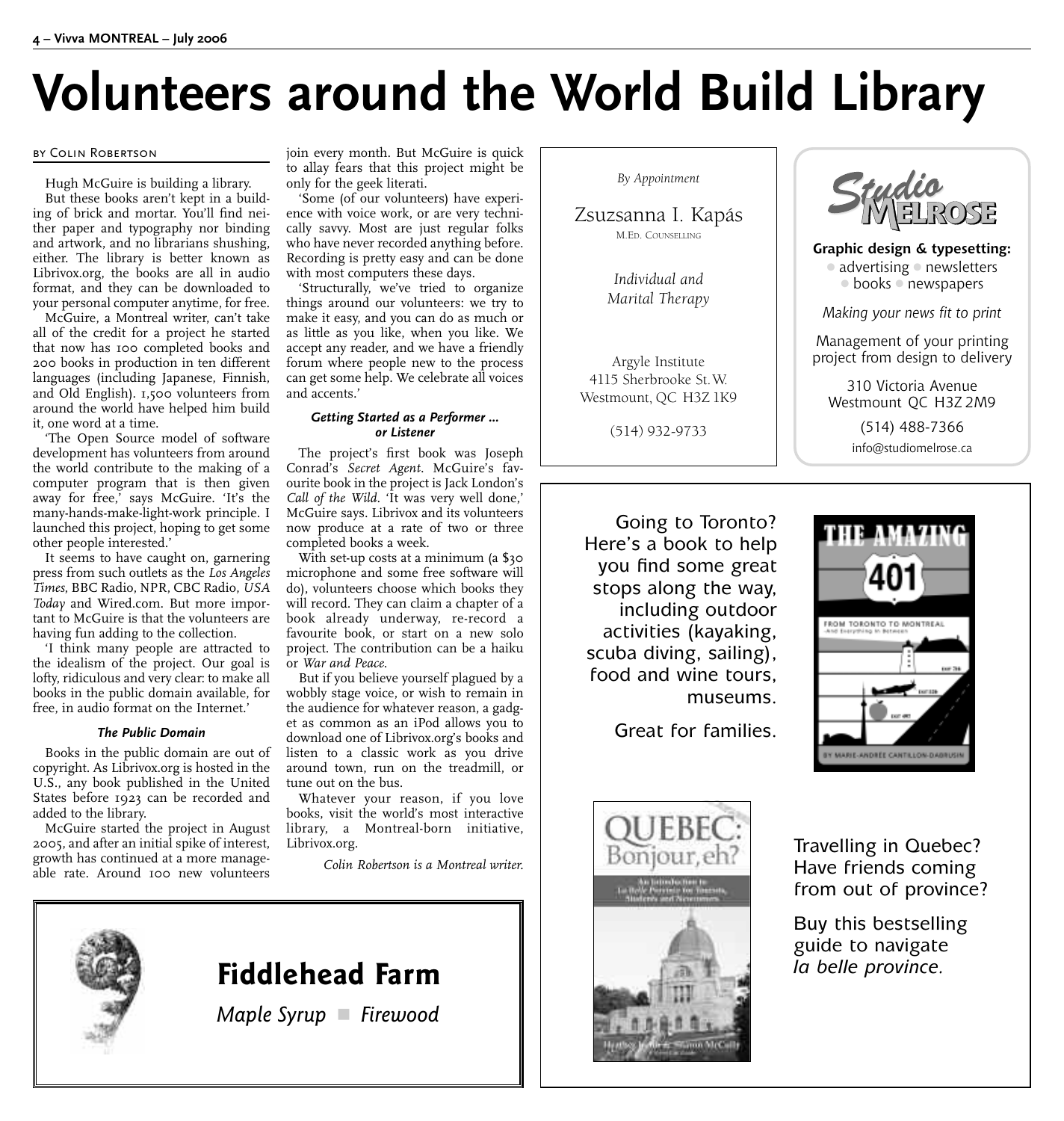# Volunteers around the World Build Library

BY COLIN ROBERTSON

Hugh McGuire is building a library.

But these books aren't kept in a building of brick and mortar. You'll find neither paper and typography nor binding and artwork, and no librarians shushing, either. The library is better known as Librivox.org, the books are all in audio format, and they can be downloaded to your personal computer anytime, for free.

McGuire, a Montreal writer, can't take all of the credit for a project he started that now has 100 completed books and 200 books in production in ten different languages (including Japanese, Finnish, and Old English). 1,500 volunteers from around the world have helped him build it, one word at a time.

'The Open Source model of software development has volunteers from around the world contribute to the making of a computer program that is then given away for free,' says McGuire. 'It's the many-hands-make-light-work principle. I launched this project, hoping to get some other people interested.'

It seems to have caught on, garnering press from such outlets as the *Los Angeles Times*, BBC Radio, NPR, CBC Radio, *USA Today* and Wired.com. But more important to McGuire is that the volunteers are having fun adding to the collection.

'I think many people are attracted to the idealism of the project. Our goal is lofty, ridiculous and very clear: to make all books in the public domain available, for free, in audio format on the Internet.'

### *The Public Domain*

Books in the public domain are out of copyright. As Librivox.org is hosted in the U.S., any book published in the United States before 1923 can be recorded and added to the library.

McGuire started the project in August 2005, and after an initial spike of interest, growth has continued at a more manageable rate. Around 100 new volunteers join every month. But McGuire is quick to allay fears that this project might be only for the geek literati.

'Some (of our volunteers) have experience with voice work, or are very technically savvy. Most are just regular folks who have never recorded anything before. Recording is pretty easy and can be done with most computers these days.

'Structurally, we've tried to organize things around our volunteers: we try to make it easy, and you can do as much or as little as you like, when you like. We accept any reader, and we have a friendly forum where people new to the process can get some help. We celebrate all voices and accents.'

### *Getting Started as a Performer ... or Listener*

The project's first book was Joseph Conrad's *Secret Agent*. McGuire's favourite book in the project is Jack London's *Call of the Wild*. 'It was very well done,' McGuire says. Librivox and its volunteers now produce at a rate of two or three completed books a week.

With set-up costs at a minimum (a $30 microphone and some free software will do), volunteers choose which books they will record. They can claim a chapter of a book already underway, re-record a favourite book, or start on a new solo project. The contribution can be a haiku or *War and Peace*.

But if you believe yourself plagued by a wobbly stage voice, or wish to remain in the audience for whatever reason, a gadget as common as an iPod allows you to download one of Librivox.org's books and listen to a classic work as you drive around town, run on the treadmill, or tune out on the bus.

Whatever your reason, if you love books, visit the world's most interactive library, a Montreal-born initiative, Librivox.org.

*Colin Robertson is a Montreal writer.*

---

*By Appointment*

Zsuzsanna I. Kapás
M.Ed. Counselling

*Individual and Marital Therapy*

Argyle Institute
4115 Sherbrooke St. W.
Westmount, QC H3Z 1K9

(514) 932-9733

---

Studio Melrose

**Graphic design & typesetting:**
advertising • newsletters • books • newspapers

*Making your news fit to print*

Management of your printing project from design to delivery

310 Victoria Avenue
Westmount QC H3Z 2M9

(514) 488-7366

info@studiomelrose.ca

---

Going to Toronto? Here's a book to help you find some great stops along the way, including outdoor activities (kayaking, scuba diving, sailing), food and wine tours, museums.

Great for families.

Travelling in Quebec? Have friends coming from out of province?

Buy this bestselling guide to navigate *la belle province.*

---

## Fiddlehead Farm

*Maple Syrup ■ Firewood*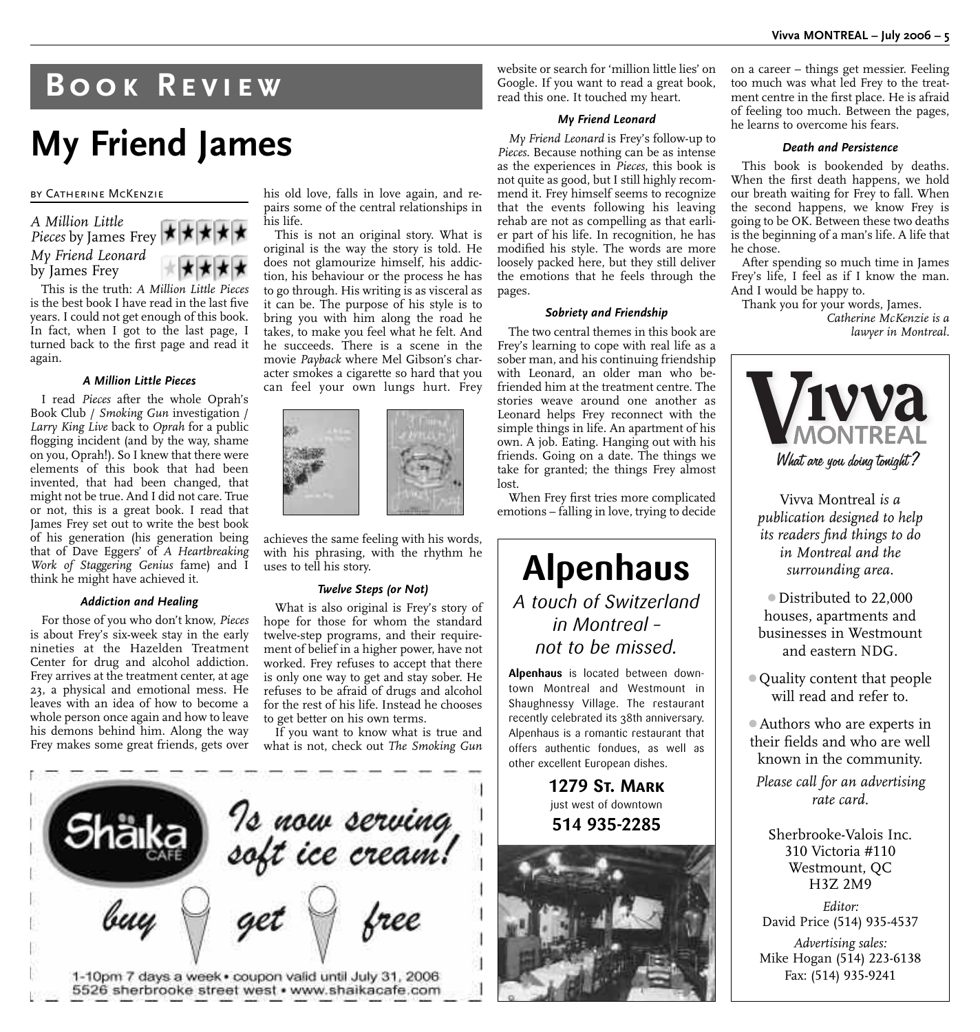# Book Review

## My Friend James

by Catherine McKenzie

*A Million Little Pieces* by James Frey ★★★★★

*My Friend Leonard* by James Frey ★★★★

This is the truth: *A Million Little Pieces* is the best book I have read in the last five years. I could not get enough of this book. In fact, when I got to the last page, I turned back to the first page and read it again.

### *A Million Little Pieces*

I read *Pieces* after the whole Oprah's Book Club / *Smoking Gun* investigation / *Larry King Live* back to *Oprah* for a public flogging incident (and by the way, shame on you, Oprah!). So I knew that there were elements of this book that had been invented, that had been changed, that might not be true. And I did not care. True or not, this is a great book. I read that James Frey set out to write the best book of his generation (his generation being that of Dave Eggers' of *A Heartbreaking Work of Staggering Genius* fame) and I think he might have achieved it.

### *Addiction and Healing*

For those of you who don't know, *Pieces* is about Frey's six-week stay in the early nineties at the Hazelden Treatment Center for drug and alcohol addiction. Frey arrives at the treatment center, at age 23, a physical and emotional mess. He leaves with an idea of how to become a whole person once again and how to leave his demons behind him. Along the way Frey makes some great friends, gets over his old love, falls in love again, and repairs some of the central relationships in his life.

This is not an original story. What is original is the way the story is told. He does not glamourize himself, his addiction, his behaviour or the process he has to go through. His writing is as visceral as it can be. The purpose of his style is to bring you with him along the road he takes, to make you feel what he felt. And he succeeds. There is a scene in the movie *Payback* where Mel Gibson's character smokes a cigarette so hard that you can feel your own lungs hurt. Frey achieves the same feeling with his words, with his phrasing, with the rhythm he uses to tell his story.

### *Twelve Steps (or Not)*

What is also original is Frey's story of hope for those for whom the standard twelve-step programs, and their requirement of belief in a higher power, have not worked. Frey refuses to accept that there is only one way to get and stay sober. He refuses to be afraid of drugs and alcohol for the rest of his life. Instead he chooses to get better on his own terms.

If you want to know what is true and what is not, check out *The Smoking Gun* website or search for 'million little lies' on Google. If you want to read a great book, read this one. It touched my heart.

### *My Friend Leonard*

*My Friend Leonard* is Frey's follow-up to *Pieces*. Because nothing can be as intense as the experiences in *Pieces*, this book is not quite as good, but I still highly recommend it. Frey himself seems to recognize that the events following his leaving rehab are not as compelling as that earlier part of his life. In recognition, he has modified his style. The words are more loosely packed here, but they still deliver the emotions that he feels through the pages.

### *Sobriety and Friendship*

The two central themes in this book are Frey's learning to cope with real life as a sober man, and his continuing friendship with Leonard, an older man who befriended him at the treatment centre. The stories weave around one another as Leonard helps Frey reconnect with the simple things in life. An apartment of his own. A job. Eating. Hanging out with his friends. Going on a date. The things we take for granted; the things Frey almost lost.

When Frey first tries more complicated emotions – falling in love, trying to decide on a career – things get messier. Feeling too much was what led Frey to the treatment centre in the first place. He is afraid of feeling too much. Between the pages, he learns to overcome his fears.

### *Death and Persistence*

This book is bookended by deaths. When the first death happens, we hold our breath waiting for Frey to fall. When the second happens, we know Frey is going to be OK. Between these two deaths is the beginning of a man's life. A life that he chose.

After spending so much time in James Frey's life, I feel as if I know the man. And I would be happy to.

Thank you for your words, James.

*Catherine McKenzie is a lawyer in Montreal.*

---

**Shäika Café**

Is now serving soft ice cream!

buy get free

1-10pm 7 days a week • coupon valid until July 31, 2006
5526 sherbrooke street west • www.shaikacafe.com

---

# Alpenhaus

*A touch of Switzerland in Montreal – not to be missed.*

**Alpenhaus** is located between downtown Montreal and Westmount in Shaughnessy Village. The restaurant recently celebrated its 38th anniversary. Alpenhaus is a romantic restaurant that offers authentic fondues, as well as other excellent European dishes.

**1279 St. Mark**
just west of downtown
**514 935-2285**

---

**Vivva MONTREAL**
*What are you doing tonight?*

Vivva Montreal *is a publication designed to help its readers find things to do in Montreal and the surrounding area.*

- Distributed to 22,000 houses, apartments and businesses in Westmount and eastern NDG.
- Quality content that people will read and refer to.
- Authors who are experts in their fields and who are well known in the community.

*Please call for an advertising rate card.*

Sherbrooke-Valois Inc.
310 Victoria #110
Westmount, QC
H3Z 2M9

*Editor:*
David Price (514) 935-4537

*Advertising sales:*
Mike Hogan (514) 223-6138
Fax: (514) 935-9241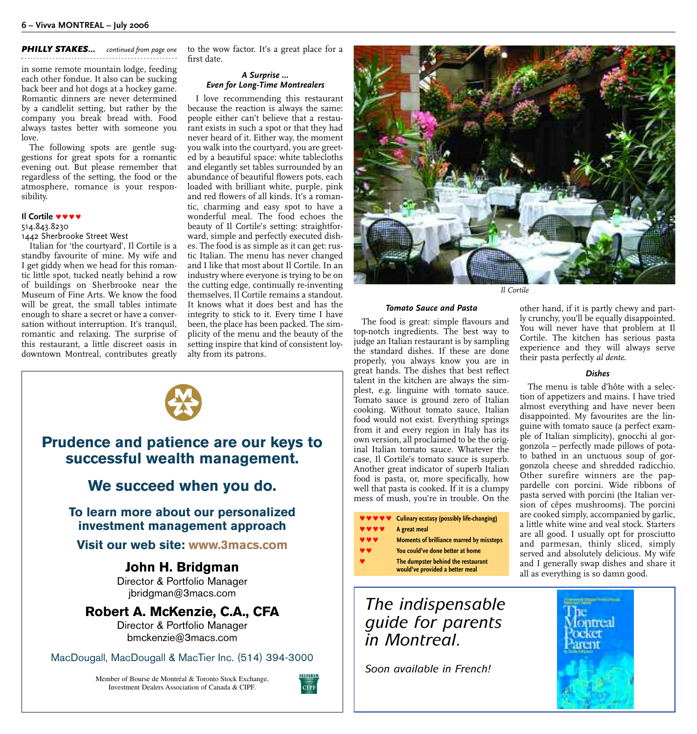***PHILLY STAKES...*** *continued from page one*

in some remote mountain lodge, feeding each other fondue. It also can be sucking back beer and hot dogs at a hockey game. Romantic dinners are never determined by a candlelit setting, but rather by the company you break bread with. Food always tastes better with someone you love.

The following spots are gentle suggestions for great spots for a romantic evening out. But please remember that regardless of the setting, the food or the atmosphere, romance is your responsibility.

**Il Cortile ♥♥♥♥**
514.843.8230
1442 Sherbrooke Street West

Italian for 'the courtyard', Il Cortile is a standby favourite of mine. My wife and I get giddy when we head for this romantic little spot, tucked neatly behind a row of buildings on Sherbrooke near the Museum of Fine Arts. We know the food will be great, the small tables intimate enough to share a secret or have a conversation without interruption. It's tranquil, romantic and relaxing. The surprise of this restaurant, a little discreet oasis in downtown Montreal, contributes greatly to the wow factor. It's a great place for a first date.

### *A Surprise ... Even for Long-Time Montrealers*

I love recommending this restaurant because the reaction is always the same: people either can't believe that a restaurant exists in such a spot or that they had never heard of it. Either way, the moment you walk into the courtyard, you are greeted by a beautiful space: white tablecloths and elegantly set tables surrounded by an abundance of beautiful flowers pots, each loaded with brilliant white, purple, pink and red flowers of all kinds. It's a romantic, charming and easy spot to have a wonderful meal. The food echoes the beauty of Il Cortile's setting: straightforward, simple and perfectly executed dishes. The food is as simple as it can get: rustic Italian. The menu has never changed and I like that most about Il Cortile. In an industry where everyone is trying to be on the cutting edge, continually re-inventing themselves, Il Cortile remains a standout. It knows what it does best and has the integrity to stick to it. Every time I have been, the place has been packed. The simplicity of the menu and the beauty of the setting inspire that kind of consistent loyalty from its patrons.

*Il Cortile*

### *Tomato Sauce and Pasta*

The food is great: simple flavours and top-notch ingredients. The best way to judge an Italian restaurant is by sampling the standard dishes. If these are done properly, you always know you are in great hands. The dishes that best reflect talent in the kitchen are always the simplest, e.g. linguine with tomato sauce. Tomato sauce is ground zero of Italian cooking. Without tomato sauce, Italian food would not exist. Everything springs from it and every region in Italy has its own version, all proclaimed to be the original Italian tomato sauce. Whatever the case, Il Cortile's tomato sauce is superb. Another great indicator of superb Italian food is pasta, or, more specifically, how well that pasta is cooked. If it is a clumpy mess of mush, you're in trouble. On the other hand, if it is partly chewy and partly crunchy, you'll be equally disappointed. You will never have that problem at Il Cortile. The kitchen has serious pasta experience and they will always serve their pasta perfectly *al dente*.

| | |
|---|---|
| ♥♥♥♥♥ | Culinary ecstasy (possibly life-changing) |
| ♥♥♥♥ | A great meal |
| ♥♥♥ | Moments of brilliance marred by missteps |
| ♥♥ | You could've done better at home |
| ♥ | The dumpster behind the restaurant would've provided a better meal |

### *Dishes*

The menu is table d'hôte with a selection of appetizers and mains. I have tried almost everything and have never been disappointed. My favourites are the linguine with tomato sauce (a perfect example of Italian simplicity), gnocchi al gorgonzola – perfectly made pillows of potato bathed in an unctuous soup of gorgonzola cheese and shredded radicchio. Other surefire winners are the pappardelle con porcini. Wide ribbons of pasta served with porcini (the Italian version of cêpes mushrooms). The porcini are cooked simply, accompanied by garlic, a little white wine and veal stock. Starters are all good. I usually opt for prosciutto and parmesan, thinly sliced, simply served and absolutely delicious. My wife and I generally swap dishes and share it all as everything is so damn good.

---

**Prudence and patience are our keys to successful wealth management.**

**We succeed when you do.**

**To learn more about our personalized investment management approach**

**Visit our web site: www.3macs.com**

**John H. Bridgman**
Director & Portfolio Manager
jbridgman@3macs.com

**Robert A. McKenzie, C.A., CFA**
Director & Portfolio Manager
bmckenzie@3macs.com

MacDougall, MacDougall & MacTier Inc. (514) 394-3000

Member of Bourse de Montréal & Toronto Stock Exchange, Investment Dealers Association of Canada & CIPF.

MEMBER CIPF

---

*The indispensable guide for parents in Montreal.*

*Soon available in French!*

The Montreal Pocket Parent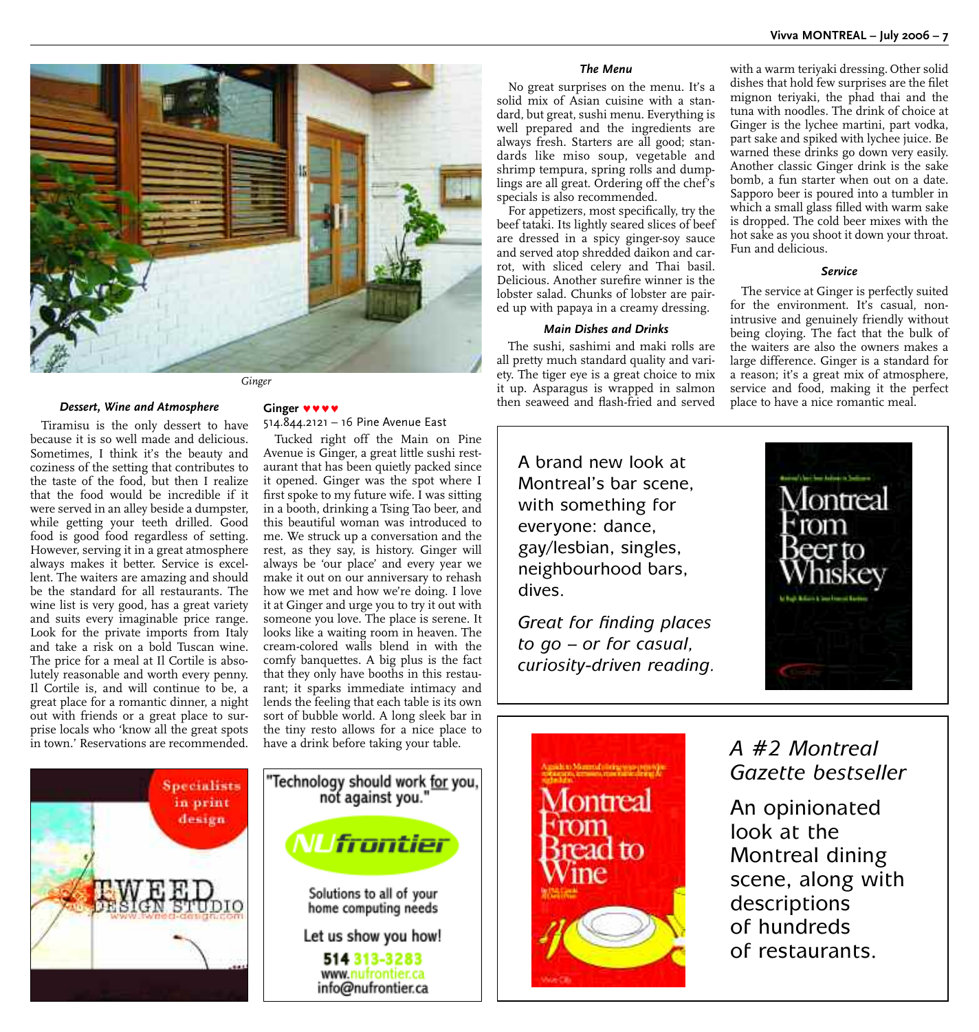Ginger

### Dessert, Wine and Atmosphere

Tiramisu is the only dessert to have because it is so well made and delicious. Sometimes, I think it's the beauty and coziness of the setting that contributes to the taste of the food, but then I realize that the food would be incredible if it were served in an alley beside a dumpster, while getting your teeth drilled. Good food is good food regardless of setting. However, serving it in a great atmosphere always makes it better. Service is excellent. The waiters are amazing and should be the standard for all restaurants. The wine list is very good, has a great variety and suits every imaginable price range. Look for the private imports from Italy and take a risk on a bold Tuscan wine. The price for a meal at Il Cortile is absolutely reasonable and worth every penny. Il Cortile is, and will continue to be, a great place for a romantic dinner, a night out with friends or a great place to surprise locals who 'know all the great spots in town.' Reservations are recommended.

## Ginger ♥♥♥♥

514.844.2121 – 16 Pine Avenue East

Tucked right off the Main on Pine Avenue is Ginger, a great little sushi restaurant that has been quietly packed since it opened. Ginger was the spot where I first spoke to my future wife. I was sitting in a booth, drinking a Tsing Tao beer, and this beautiful woman was introduced to me. We struck up a conversation and the rest, as they say, is history. Ginger will always be 'our place' and every year we make it out on our anniversary to rehash how we met and how we're doing. I love it at Ginger and urge you to try it out with someone you love. The place is serene. It looks like a waiting room in heaven. The cream-colored walls blend in with the comfy banquettes. A big plus is the fact that they only have booths in this restaurant; it sparks immediate intimacy and lends the feeling that each table is its own sort of bubble world. A long sleek bar in the tiny resto allows for a nice place to have a drink before taking your table.

### The Menu

No great surprises on the menu. It's a solid mix of Asian cuisine with a standard, but great, sushi menu. Everything is well prepared and the ingredients are always fresh. Starters are all good; standards like miso soup, vegetable and shrimp tempura, spring rolls and dumplings are all great. Ordering off the chef's specials is also recommended.

For appetizers, most specifically, try the beef tataki. Its lightly seared slices of beef are dressed in a spicy ginger-soy sauce and served atop shredded daikon and carrot, with sliced celery and Thai basil. Delicious. Another surefire winner is the lobster salad. Chunks of lobster are paired up with papaya in a creamy dressing.

### Main Dishes and Drinks

The sushi, sashimi and maki rolls are all pretty much standard quality and variety. The tiger eye is a great choice to mix it up. Asparagus is wrapped in salmon then seaweed and flash-fried and served with a warm teriyaki dressing. Other solid dishes that hold few surprises are the filet mignon teriyaki, the phad thai and the tuna with noodles. The drink of choice at Ginger is the lychee martini, part vodka, part sake and spiked with lychee juice. Be warned these drinks go down very easily. Another classic Ginger drink is the sake bomb, a fun starter when out on a date. Sapporo beer is poured into a tumbler in which a small glass filled with warm sake is dropped. The cold beer mixes with the hot sake as you shoot it down your throat. Fun and delicious.

### Service

The service at Ginger is perfectly suited for the environment. It's casual, non-intrusive and genuinely friendly without being cloying. The fact that the bulk of the waiters are also the owners makes a large difference. Ginger is a standard for a reason; it's a great mix of atmosphere, service and food, making it the perfect place to have a nice romantic meal.

---

A brand new look at Montreal's bar scene, with something for everyone: dance, gay/lesbian, singles, neighbourhood bars, dives.

*Great for finding places to go – or for casual, curiosity-driven reading.*

Montreal From Beer to Whiskey

---

Montreal From Bread to Wine

*A #2 Montreal Gazette bestseller*

An opinionated look at the Montreal dining scene, along with descriptions of hundreds of restaurants.

---

Specialists in print design

TWEED DESIGN STUDIO

www.tweed-design.com

---

"Technology should work for you, not against you."

NUfrontier

Solutions to all of your home computing needs

Let us show you how!

514 313-3283

www.nufrontier.ca

info@nufrontier.ca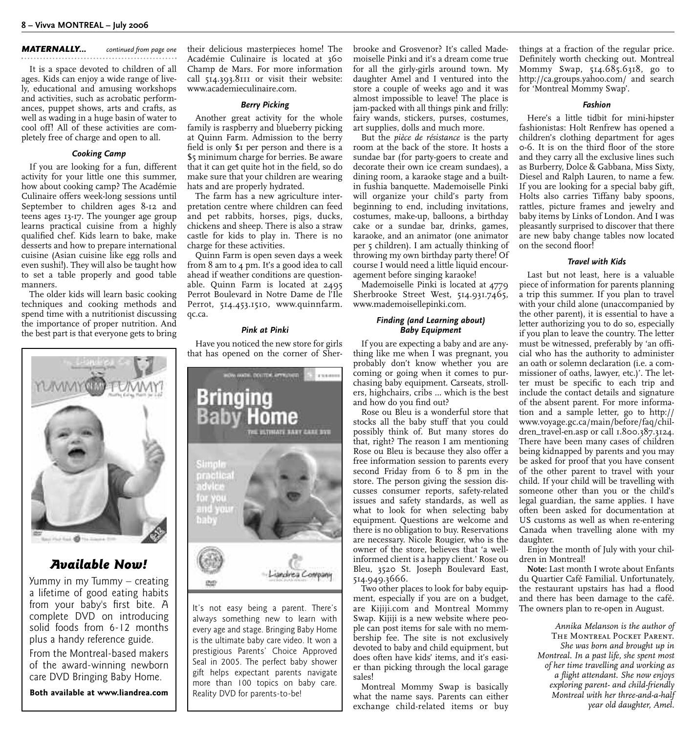**MATERNALLY...** *continued from page one*

It is a space devoted to children of all ages. Kids can enjoy a wide range of lively, educational and amusing workshops and activities, such as acrobatic performances, puppet shows, arts and crafts, as well as wading in a huge basin of water to cool off! All of these activities are completely free of charge and open to all.

### *Cooking Camp*

If you are looking for a fun, different activity for your little one this summer, how about cooking camp? The Académie Culinaire offers week-long sessions until September to children ages 8-12 and teens ages 13-17. The younger age group learns practical cuisine from a highly qualified chef. Kids learn to bake, make desserts and how to prepare international cuisine (Asian cuisine like egg rolls and even sushi!). They will also be taught how to set a table properly and good table manners.

The older kids will learn basic cooking techniques and cooking methods and spend time with a nutritionist discussing the importance of proper nutrition. And the best part is that everyone gets to bring their delicious masterpieces home! The Académie Culinaire is located at 360 Champ de Mars. For more information call 514.393.8111 or visit their website: www.academieculinaire.com.

### *Berry Picking*

Another great activity for the whole family is raspberry and blueberry picking at Quinn Farm. Admission to the berry field is only $1 per person and there is a $5 minimum charge for berries. Be aware that it can get quite hot in the field, so do make sure that your children are wearing hats and are properly hydrated.

The farm has a new agriculture interpretation centre where children can feed and pet rabbits, horses, pigs, ducks, chickens and sheep. There is also a straw castle for kids to play in. There is no charge for these activities.

Quinn Farm is open seven days a week from 8 am to 4 pm. It's a good idea to call ahead if weather conditions are questionable. Quinn Farm is located at 2495 Perrot Boulevard in Notre Dame de l'Île Perrot, 514.453.1510, www.quinnfarm.qc.ca.

### *Pink at Pinki*

Have you noticed the new store for girls that has opened on the corner of Sherbrooke and Grosvenor? It's called Mademoiselle Pinki and it's a dream come true for all the girly-girls around town. My daughter Amel and I ventured into the store a couple of weeks ago and it was almost impossible to leave! The place is jam-packed with all things pink and frilly: fairy wands, stickers, purses, costumes, art supplies, dolls and much more.

But the *pièce de résistance* is the party room at the back of the store. It hosts a sundae bar (for party-goers to create and decorate their own ice cream sundaes), a dining room, a karaoke stage and a built-in fushia banquette. Mademoiselle Pinki will organize your child's party from beginning to end, including invitations, costumes, make-up, balloons, a birthday cake or a sundae bar, drinks, games, karaoke, and an animator (one animator per 5 children). I am actually thinking of throwing my own birthday party there! Of course I would need a little liquid encouragement before singing karaoke!

Mademoiselle Pinki is located at 4779 Sherbrooke Street West, 514.931.7465, www.mademoisellepinki.com.

### *Finding (and Learning about) Baby Equipment*

If you are expecting a baby and are anything like me when I was pregnant, you probably don't know whether you are coming or going when it comes to purchasing baby equipment. Carseats, strollers, highchairs, cribs ... which is the best and how do you find out?

Rose ou Bleu is a wonderful store that stocks all the baby stuff that you could possibly think of. But many stores do that, right? The reason I am mentioning Rose ou Bleu is because they also offer a free information session to parents every second Friday from 6 to 8 pm in the store. The person giving the session discusses consumer reports, safety-related issues and safety standards, as well as what to look for when selecting baby equipment. Questions are welcome and there is no obligation to buy. Reservations are necessary. Nicole Rougier, who is the owner of the store, believes that 'a well-informed client is a happy client.' Rose ou Bleu, 3520 St. Joseph Boulevard East, 514.949.3666.

Two other places to look for baby equipment, especially if you are on a budget, are Kijiji.com and Montreal Mommy Swap. Kijiji is a new website where people can post items for sale with no membership fee. The site is not exclusively devoted to baby and child equipment, but does often have kids' items, and it's easier than picking through the local garage sales!

Montreal Mommy Swap is basically what the name says. Parents can either exchange child-related items or buy things at a fraction of the regular price. Definitely worth checking out. Montreal Mommy Swap, 514.685.6318, go to http://ca.groups.yahoo.com/ and search for 'Montreal Mommy Swap'.

### *Fashion*

Here's a little tidbit for mini-hipster fashionistas: Holt Renfrew has opened a children's clothing department for ages 0-6. It is on the third floor of the store and they carry all the exclusive lines such as Burberry, Dolce & Gabbana, Miss Sixty, Diesel and Ralph Lauren, to name a few. If you are looking for a special baby gift, Holts also carries Tiffany baby spoons, rattles, picture frames and jewelry and baby items by Links of London. And I was pleasantly surprised to discover that there are new baby change tables now located on the second floor!

### *Travel with Kids*

Last but not least, here is a valuable piece of information for parents planning a trip this summer. If you plan to travel with your child alone (unaccompanied by the other parent), it is essential to have a letter authorizing you to do so, especially if you plan to leave the country. The letter must be witnessed, preferably by 'an official who has the authority to administer an oath or solemn declaration (i.e. a commissioner of oaths, lawyer, etc.)'. The letter must be specific to each trip and include the contact details and signature of the absent parent. For more information and a sample letter, go to http://www.voyage.gc.ca/main/before/faq/children_travel-en.asp or call 1.800.387.3124. There have been many cases of children being kidnapped by parents and you may be asked for proof that you have consent of the other parent to travel with your child. If your child will be travelling with someone other than you or the child's legal guardian, the same applies. I have often been asked for documentation at US customs as well as when re-entering Canada when travelling alone with my daughter.

Enjoy the month of July with your children in Montreal!

**Note:** Last month I wrote about Enfants du Quartier Café Familial. Unfortunately, the restaurant upstairs has had a flood and there has been damage to the café. The owners plan to re-open in August.

*Annika Melanson is the author of* THE MONTREAL POCKET PARENT. *She was born and brought up in Montreal. In a past life, she spent most of her time travelling and working as a flight attendant. She now enjoys exploring parent- and child-friendly Montreal with her three-and-a-half year old daughter, Amel.*

---

## *Available Now!*

Yummy in my Tummy – creating a lifetime of good eating habits from your baby's first bite. A complete DVD on introducing solid foods from 6-12 months plus a handy reference guide.

From the Montreal-based makers of the award-winning newborn care DVD Bringing Baby Home.

**Both available at www.liandrea.com**

---

It's not easy being a parent. There's always something new to learn with every age and stage. Bringing Baby Home is the ultimate baby care video. It won a prestigious Parents' Choice Approved Seal in 2005. The perfect baby shower gift helps expectant parents navigate more than 100 topics on baby care. Reality DVD for parents-to-be!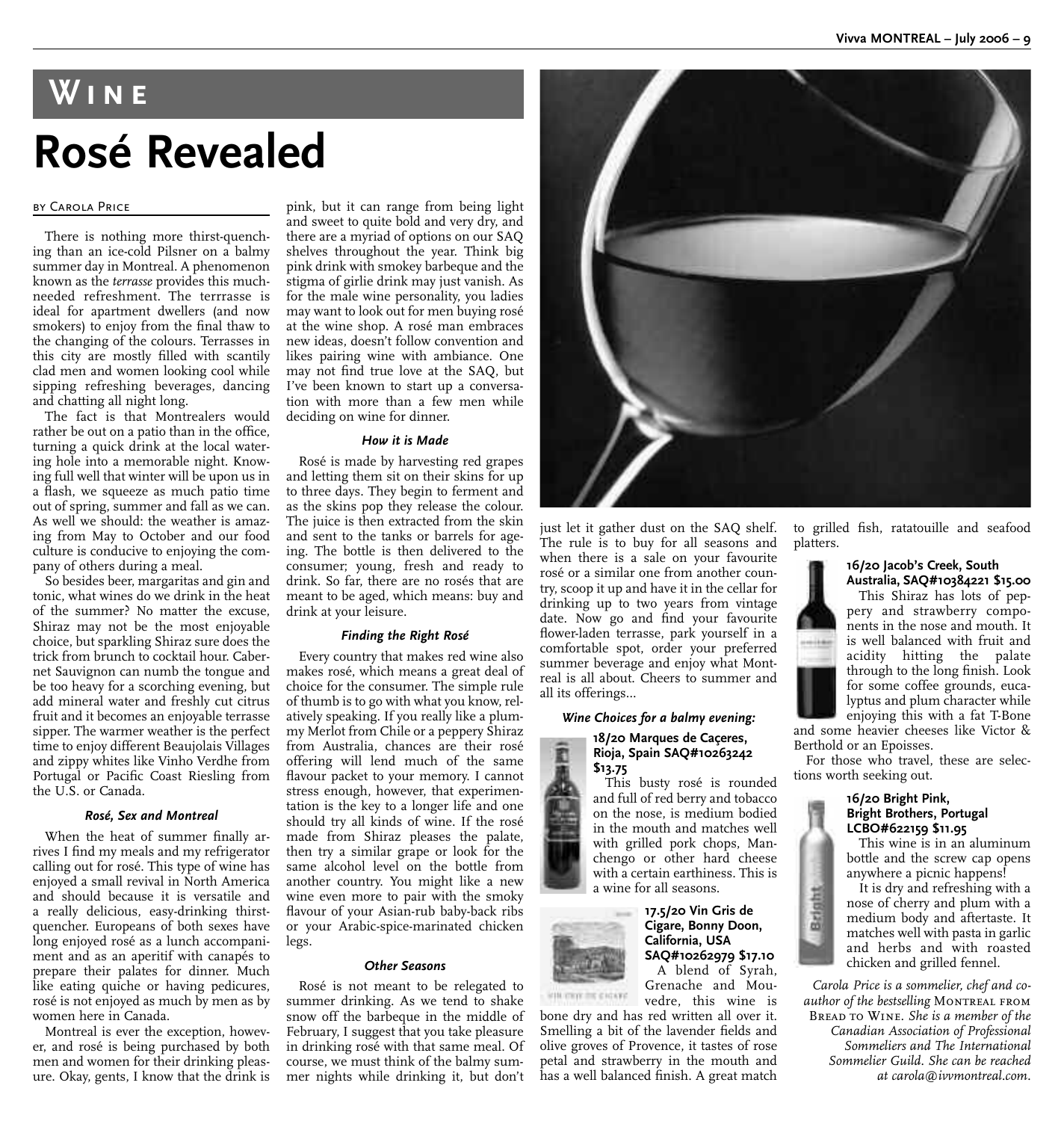# Wine

# Rosé Revealed

by Carola Price

There is nothing more thirst-quenching than an ice-cold Pilsner on a balmy summer day in Montreal. A phenomenon known as the *terrasse* provides this much-needed refreshment. The terrrasse is ideal for apartment dwellers (and now smokers) to enjoy from the final thaw to the changing of the colours. Terrasses in this city are mostly filled with scantily clad men and women looking cool while sipping refreshing beverages, dancing and chatting all night long.

The fact is that Montrealers would rather be out on a patio than in the office, turning a quick drink at the local watering hole into a memorable night. Knowing full well that winter will be upon us in a flash, we squeeze as much patio time out of spring, summer and fall as we can. As well we should: the weather is amazing from May to October and our food culture is conducive to enjoying the company of others during a meal.

So besides beer, margaritas and gin and tonic, what wines do we drink in the heat of the summer? No matter the excuse, Shiraz may not be the most enjoyable choice, but sparkling Shiraz sure does the trick from brunch to cocktail hour. Cabernet Sauvignon can numb the tongue and be too heavy for a scorching evening, but add mineral water and freshly cut citrus fruit and it becomes an enjoyable terrasse sipper. The warmer weather is the perfect time to enjoy different Beaujolais Villages and zippy whites like Vinho Verdhe from Portugal or Pacific Coast Riesling from the U.S. or Canada.

### *Rosé, Sex and Montreal*

When the heat of summer finally arrives I find my meals and my refrigerator calling out for rosé. This type of wine has enjoyed a small revival in North America and should because it is versatile and a really delicious, easy-drinking thirst-quencher. Europeans of both sexes have long enjoyed rosé as a lunch accompaniment and as an aperitif with canapés to prepare their palates for dinner. Much like eating quiche or having pedicures, rosé is not enjoyed as much by men as by women here in Canada.

Montreal is ever the exception, however, and rosé is being purchased by both men and women for their drinking pleasure. Okay, gents, I know that the drink is pink, but it can range from being light and sweet to quite bold and very dry, and there are a myriad of options on our SAQ shelves throughout the year. Think big pink drink with smokey barbeque and the stigma of girlie drink may just vanish. As for the male wine personality, you ladies may want to look out for men buying rosé at the wine shop. A rosé man embraces new ideas, doesn't follow convention and likes pairing wine with ambiance. One may not find true love at the SAQ, but I've been known to start up a conversation with more than a few men while deciding on wine for dinner.

### *How it is Made*

Rosé is made by harvesting red grapes and letting them sit on their skins for up to three days. They begin to ferment and as the skins pop they release the colour. The juice is then extracted from the skin and sent to the tanks or barrels for ageing. The bottle is then delivered to the consumer; young, fresh and ready to drink. So far, there are no rosés that are meant to be aged, which means: buy and drink at your leisure.

### *Finding the Right Rosé*

Every country that makes red wine also makes rosé, which means a great deal of choice for the consumer. The simple rule of thumb is to go with what you know, relatively speaking. If you really like a plummy Merlot from Chile or a peppery Shiraz from Australia, chances are their rosé offering will lend much of the same flavour packet to your memory. I cannot stress enough, however, that experimentation is the key to a longer life and one should try all kinds of wine. If the rosé made from Shiraz pleases the palate, then try a similar grape or look for the same alcohol level on the bottle from another country. You might like a new wine even more to pair with the smoky flavour of your Asian-rub baby-back ribs or your Arabic-spice-marinated chicken legs.

### *Other Seasons*

Rosé is not meant to be relegated to summer drinking. As we tend to shake snow off the barbeque in the middle of February, I suggest that you take pleasure in drinking rosé with that same meal. Of course, we must think of the balmy summer nights while drinking it, but don't just let it gather dust on the SAQ shelf. The rule is to buy for all seasons and when there is a sale on your favourite rosé or a similar one from another country, scoop it up and have it in the cellar for drinking up to two years from vintage date. Now go and find your favourite flower-laden terrasse, park yourself in a comfortable spot, order your preferred summer beverage and enjoy what Montreal is all about. Cheers to summer and all its offerings...

### *Wine Choices for a balmy evening:*

**18/20 Marques de Caçeres, Rioja, Spain SAQ#10263242 $13.75**

This busty rosé is rounded and full of red berry and tobacco on the nose, is medium bodied in the mouth and matches well with grilled pork chops, Manchengo or other hard cheese with a certain earthiness. This is a wine for all seasons.

**17.5/20 Vin Gris de Cigare, Bonny Doon, California, USA SAQ#10262979 $17.10**

A blend of Syrah, Grenache and Mouvedre, this wine is bone dry and has red written all over it. Smelling a bit of the lavender fields and olive groves of Provence, it tastes of rose petal and strawberry in the mouth and has a well balanced finish. A great match to grilled fish, ratatouille and seafood platters.

**16/20 Jacob's Creek, South Australia, SAQ#10384221 $15.00**

This Shiraz has lots of peppery and strawberry components in the nose and mouth. It is well balanced with fruit and acidity hitting the palate through to the long finish. Look for some coffee grounds, eucalyptus and plum character while enjoying this with a fat T-Bone and some heavier cheeses like Victor & Berthold or an Epoisses.

For those who travel, these are selections worth seeking out.

**16/20 Bright Pink, Bright Brothers, Portugal LCBO#622159 $11.95**

This wine is in an aluminum bottle and the screw cap opens anywhere a picnic happens!

It is dry and refreshing with a nose of cherry and plum with a medium body and aftertaste. It matches well with pasta in garlic and herbs and with roasted chicken and grilled fennel.

*Carola Price is a sommelier, chef and co-author of the bestselling* Montreal from Bread to Wine. *She is a member of the Canadian Association of Professional Sommeliers and The International Sommelier Guild. She can be reached at carola@ivvmontreal.com.*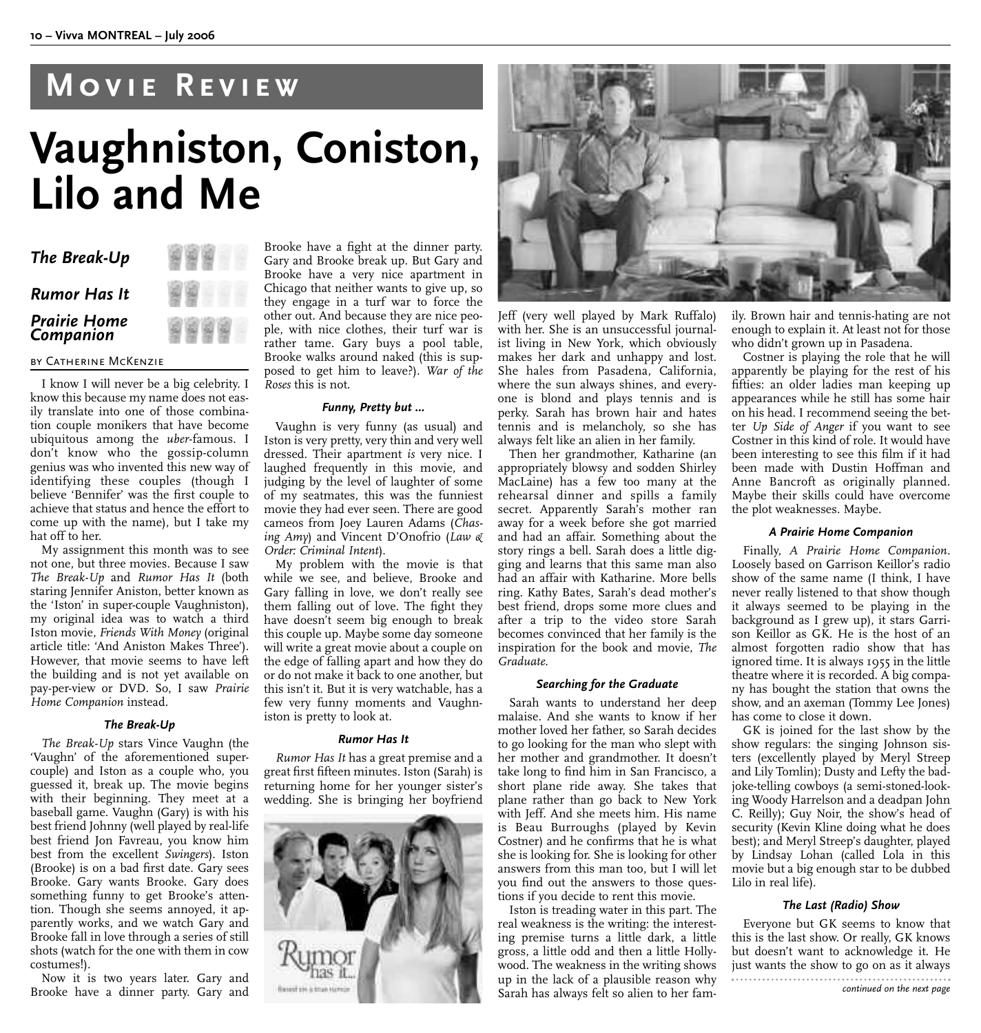# MOVIE REVIEW

# Vaughniston, Coniston, Lilo and Me

***The Break-Up***

***Rumor Has It***

***Prairie Home Companion***

BY CATHERINE MCKENZIE

I know I will never be a big celebrity. I know this because my name does not easily translate into one of those combination couple monikers that have become ubiquitous among the *uber*-famous. I don't know who the gossip-column genius was who invented this new way of identifying these couples (though I believe 'Bennifer' was the first couple to achieve that status and hence the effort to come up with the name), but I take my hat off to her.

My assignment this month was to see not one, but three movies. Because I saw *The Break-Up* and *Rumor Has It* (both staring Jennifer Aniston, better known as the 'Iston' in super-couple Vaughniston), my original idea was to watch a third Iston movie, *Friends With Money* (original article title: 'And Aniston Makes Three'). However, that movie seems to have left the building and is not yet available on pay-per-view or DVD. So, I saw *Prairie Home Companion* instead.

#### *The Break-Up*

*The Break-Up* stars Vince Vaughn (the 'Vaughn' of the aforementioned super-couple) and Iston as a couple who, you guessed it, break up. The movie begins with their beginning. They meet at a baseball game. Vaughn (Gary) is with his best friend Johnny (well played by real-life best friend Jon Favreau, you know him best from the excellent *Swingers*). Iston (Brooke) is on a bad first date. Gary sees Brooke. Gary wants Brooke. Gary does something funny to get Brooke's attention. Though she seems annoyed, it apparently works, and we watch Gary and Brooke fall in love through a series of still shots (watch for the one with them in cow costumes!).

Now it is two years later. Gary and Brooke have a dinner party. Gary and Brooke have a fight at the dinner party. Gary and Brooke break up. But Gary and Brooke have a very nice apartment in Chicago that neither wants to give up, so they engage in a turf war to force the other out. And because they are nice people, with nice clothes, their turf war is rather tame. Gary buys a pool table, Brooke walks around naked (this is supposed to get him to leave?). *War of the Roses* this is not.

#### *Funny, Pretty but ...*

Vaughn is very funny (as usual) and Iston is very pretty, very thin and very well dressed. Their apartment *is* very nice. I laughed frequently in this movie, and judging by the level of laughter of some of my seatmates, this was the funniest movie they had ever seen. There are good cameos from Joey Lauren Adams (*Chasing Amy*) and Vincent D'Onofrio (*Law & Order: Criminal Intent*).

My problem with the movie is that while we see, and believe, Brooke and Gary falling in love, we don't really see them falling out of love. The fight they have doesn't seem big enough to break this couple up. Maybe some day someone will write a great movie about a couple on the edge of falling apart and how they do or do not make it back to one another, but this isn't it. But it is very watchable, has a few very funny moments and Vaughniston is pretty to look at.

#### *Rumor Has It*

*Rumor Has It* has a great premise and a great first fifteen minutes. Iston (Sarah) is returning home for her younger sister's wedding. She is bringing her boyfriend Jeff (very well played by Mark Ruffalo) with her. She is an unsuccessful journalist living in New York, which obviously makes her dark and unhappy and lost. She hales from Pasadena, California, where the sun always shines, and everyone is blond and plays tennis and is perky. Sarah has brown hair and hates tennis and is melancholy, so she has always felt like an alien in her family.

Then her grandmother, Katharine (an appropriately blowsy and sodden Shirley MacLaine) has a few too many at the rehearsal dinner and spills a family secret. Apparently Sarah's mother ran away for a week before she got married and had an affair. Something about the story rings a bell. Sarah does a little digging and learns that this same man also had an affair with Katharine. More bells ring. Kathy Bates, Sarah's dead mother's best friend, drops some more clues and after a trip to the video store Sarah becomes convinced that her family is the inspiration for the book and movie, *The Graduate*.

#### *Searching for the Graduate*

Sarah wants to understand her deep malaise. And she wants to know if her mother loved her father, so Sarah decides to go looking for the man who slept with her mother and grandmother. It doesn't take long to find him in San Francisco, a short plane ride away. She takes that plane rather than go back to New York with Jeff. And she meets him. His name is Beau Burroughs (played by Kevin Costner) and he confirms that he is what she is looking for. She is looking for other answers from this man too, but I will let you find out the answers to those questions if you decide to rent this movie.

Iston is treading water in this part. The real weakness is the writing: the interesting premise turns a little dark, a little gross, a little odd and then a little Hollywood. The weakness in the writing shows up in the lack of a plausible reason why Sarah has always felt so alien to her family. Brown hair and tennis-hating are not enough to explain it. At least not for those who didn't grown up in Pasadena.

Costner is playing the role that he will apparently be playing for the rest of his fifties: an older ladies man keeping up appearances while he still has some hair on his head. I recommend seeing the better *Up Side of Anger* if you want to see Costner in this kind of role. It would have been interesting to see this film if it had been made with Dustin Hoffman and Anne Bancroft as originally planned. Maybe their skills could have overcome the plot weaknesses. Maybe.

#### *A Prairie Home Companion*

Finally, *A Prairie Home Companion*. Loosely based on Garrison Keillor's radio show of the same name (I think, I have never really listened to that show though it always seemed to be playing in the background as I grew up), it stars Garrison Keillor as GK. He is the host of an almost forgotten radio show that has ignored time. It is always 1955 in the little theatre where it is recorded. A big company has bought the station that owns the show, and an axeman (Tommy Lee Jones) has come to close it down.

GK is joined for the last show by the show regulars: the singing Johnson sisters (excellently played by Meryl Streep and Lily Tomlin); Dusty and Lefty the bad-joke-telling cowboys (a semi-stoned-looking Woody Harrelson and a deadpan John C. Reilly); Guy Noir, the show's head of security (Kevin Kline doing what he does best); and Meryl Streep's daughter, played by Lindsay Lohan (called Lola in this movie but a big enough star to be dubbed Lilo in real life).

#### *The Last (Radio) Show*

Everyone but GK seems to know that this is the last show. Or really, GK knows but doesn't want to acknowledge it. He just wants the show to go on as it always

*continued on the next page*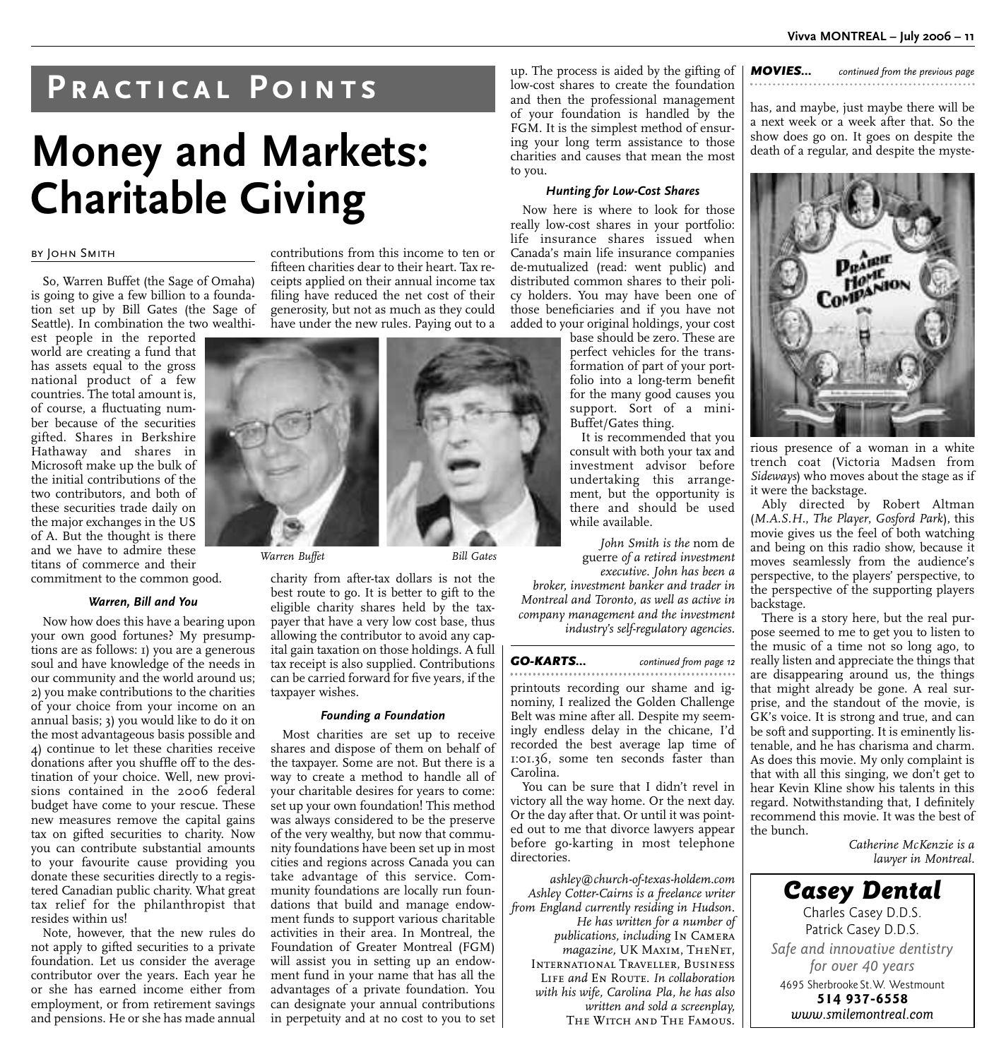# Practical Points

# Money and Markets: Charitable Giving

By John Smith

So, Warren Buffet (the Sage of Omaha) is going to give a few billion to a foundation set up by Bill Gates (the Sage of Seattle). In combination the two wealthiest people in the reported world are creating a fund that has assets equal to the gross national product of a few countries. The total amount is, of course, a fluctuating number because of the securities gifted. Shares in Berkshire Hathaway and shares in Microsoft make up the bulk of the initial contributions of the two contributors, and both of these securities trade daily on the major exchanges in the US of A. But the thought is there and we have to admire these titans of commerce and their commitment to the common good.

*Warren Buffet* *Bill Gates*

### *Warren, Bill and You*

Now how does this have a bearing upon your own good fortunes? My presumptions are as follows: 1) you are a generous soul and have knowledge of the needs in our community and the world around us; 2) you make contributions to the charities of your choice from your income on an annual basis; 3) you would like to do it on the most advantageous basis possible and 4) continue to let these charities receive donations after you shuffle off to the destination of your choice. Well, new provisions contained in the 2006 federal budget have come to your rescue. These new measures remove the capital gains tax on gifted securities to charity. Now you can contribute substantial amounts to your favourite cause providing you donate these securities directly to a registered Canadian public charity. What great tax relief for the philanthropist that resides within us!

Note, however, that the new rules do not apply to gifted securities to a private foundation. Let us consider the average contributor over the years. Each year he or she has earned income either from employment, or from retirement savings and pensions. He or she has made annual contributions from this income to ten or fifteen charities dear to their heart. Tax receipts applied on their annual income tax filing have reduced the net cost of their generosity, but not as much as they could have under the new rules. Paying out to a charity from after-tax dollars is not the best route to go. It is better to gift to the eligible charity shares held by the taxpayer that have a very low cost base, thus allowing the contributor to avoid any capital gain taxation on those holdings. A full tax receipt is also supplied. Contributions can be carried forward for five years, if the taxpayer wishes.

### *Founding a Foundation*

Most charities are set up to receive shares and dispose of them on behalf of the taxpayer. Some are not. But there is a way to create a method to handle all of your charitable desires for years to come: set up your own foundation! This method was always considered to be the preserve of the very wealthy, but now that community foundations have been set up in most cities and regions across Canada you can take advantage of this service. Community foundations are locally run foundations that build and manage endowment funds to support various charitable activities in their area. In Montreal, the Foundation of Greater Montreal (FGM) will assist you in setting up an endowment fund in your name that has all the advantages of a private foundation. You can designate your annual contributions in perpetuity and at no cost to you to set up. The process is aided by the gifting of low-cost shares to create the foundation and then the professional management of your foundation is handled by the FGM. It is the simplest method of ensuring your long term assistance to those charities and causes that mean the most to you.

### *Hunting for Low-Cost Shares*

Now here is where to look for those really low-cost shares in your portfolio: life insurance shares issued when Canada's main life insurance companies de-mutualized (read: went public) and distributed common shares to their policy holders. You may have been one of those beneficiaries and if you have not added to your original holdings, your cost base should be zero. These are perfect vehicles for the transformation of part of your portfolio into a long-term benefit for the many good causes you support. Sort of a mini-Buffet/Gates thing.

It is recommended that you consult with both your tax and investment advisor before undertaking this arrangement, but the opportunity is there and should be used while available.

*John Smith is the* nom de guerre *of a retired investment executive. John has been a broker, investment banker and trader in Montreal and Toronto, as well as active in company management and the investment industry's self-regulatory agencies.*

---

***GO-KARTS...*** *continued from page 12*

printouts recording our shame and ignominy, I realized the Golden Challenge Belt was mine after all. Despite my seemingly endless delay in the chicane, I'd recorded the best average lap time of 1:01.36, some ten seconds faster than Carolina.

You can be sure that I didn't revel in victory all the way home. Or the next day. Or the day after that. Or until it was pointed out to me that divorce lawyers appear before go-karting in most telephone directories.

*ashley@church-of-texas-holdem.com*
*Ashley Cotter-Cairns is a freelance writer from England currently residing in Hudson. He has written for a number of publications, including* In Camera *magazine,* UK Maxim, TheNet, International Traveller, Business Life *and* En Route*. In collaboration with his wife, Carolina Pla, he has also written and sold a screenplay,* The Witch and The Famous.

---

***MOVIES...*** *continued from the previous page*

has, and maybe, just maybe there will be a next week or a week after that. So the show does go on. It goes on despite the death of a regular, and despite the mysterious presence of a woman in a white trench coat (Victoria Madsen from *Sideways*) who moves about the stage as if it were the backstage.

Ably directed by Robert Altman (*M.A.S.H., The Player, Gosford Park*), this movie gives us the feel of both watching and being on this radio show, because it moves seamlessly from the audience's perspective, to the players' perspective, to the perspective of the supporting players backstage.

There is a story here, but the real purpose seemed to me to get you to listen to the music of a time not so long ago, to really listen and appreciate the things that are disappearing around us, the things that might already be gone. A real surprise, and the standout of the movie, is GK's voice. It is strong and true, and can be soft and supporting. It is eminently listenable, and he has charisma and charm. As does this movie. My only complaint is that with all this singing, we don't get to hear Kevin Kline show his talents in this regard. Notwithstanding that, I definitely recommend this movie. It was the best of the bunch.

*Catherine McKenzie is a lawyer in Montreal.*

---

**Casey Dental**

Charles Casey D.D.S.
Patrick Casey D.D.S.

*Safe and innovative dentistry for over 40 years*

4695 Sherbrooke St.W. Westmount
**514 937-6558**
*www.smilemontreal.com*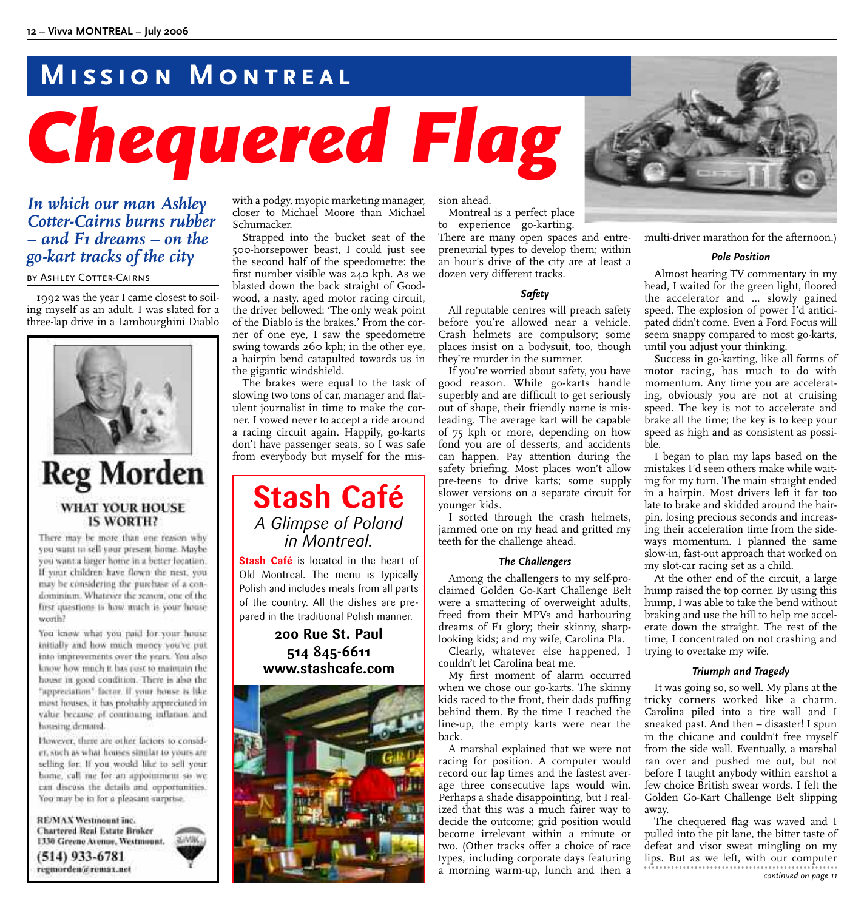# Mission Montreal

# Chequered Flag

*In which our man Ashley Cotter-Cairns burns rubber – and F1 dreams – on the go-kart tracks of the city*

By Ashley Cotter-Cairns

1992 was the year I came closest to soiling myself as an adult. I was slated for a three-lap drive in a Lambourghini Diablo with a podgy, myopic marketing manager, closer to Michael Moore than Michael Schumacker.

Strapped into the bucket seat of the 500-horsepower beast, I could just see the second half of the speedometre: the first number visible was 240 kph. As we blasted down the back straight of Goodwood, a nasty, aged motor racing circuit, the driver bellowed: 'The only weak point of the Diablo is the brakes.' From the corner of one eye, I saw the speedometre swing towards 260 kph; in the other eye, a hairpin bend catapulted towards us in the gigantic windshield.

The brakes were equal to the task of slowing two tons of car, manager and flatulent journalist in time to make the corner. I vowed never to accept a ride around a racing circuit again. Happily, go-karts don't have passenger seats, so I was safe from everybody but myself for the mission ahead.

Montreal is a perfect place to experience go-karting. There are many open spaces and entrepreneurial types to develop them; within an hour's drive of the city are at least a dozen very different tracks.

### Safety

All reputable centres will preach safety before you're allowed near a vehicle. Crash helmets are compulsory; some places insist on a bodysuit, too, though they're murder in the summer.

If you're worried about safety, you have good reason. While go-karts handle superbly and are difficult to get seriously out of shape, their friendly name is misleading. The average kart will be capable of 75 kph or more, depending on how fond you are of desserts, and accidents can happen. Pay attention during the safety briefing. Most places won't allow pre-teens to drive karts; some supply slower versions on a separate circuit for younger kids.

I sorted through the crash helmets, jammed one on my head and gritted my teeth for the challenge ahead.

### The Challengers

Among the challengers to my self-proclaimed Golden Go-Kart Challenge Belt were a smattering of overweight adults, freed from their MPVs and harbouring dreams of F1 glory; their skinny, sharp-looking kids; and my wife, Carolina Pla.

Clearly, whatever else happened, I couldn't let Carolina beat me.

My first moment of alarm occurred when we chose our go-karts. The skinny kids raced to the front, their dads puffing behind them. By the time I reached the line-up, the empty karts were near the back.

A marshal explained that we were not racing for position. A computer would record our lap times and the fastest average three consecutive laps would win. Perhaps a shade disappointing, but I realized that this was a much fairer way to decide the outcome; grid position would become irrelevant within a minute or two. (Other tracks offer a choice of race types, including corporate days featuring a morning warm-up, lunch and then a multi-driver marathon for the afternoon.)

### Pole Position

Almost hearing TV commentary in my head, I waited for the green light, floored the accelerator and ... slowly gained speed. The explosion of power I'd anticipated didn't come. Even a Ford Focus will seem snappy compared to most go-karts, until you adjust your thinking.

Success in go-karting, like all forms of motor racing, has much to do with momentum. Any time you are accelerating, obviously you are not at cruising speed. The key is not to accelerate and brake all the time; the key is to keep your speed as high and as consistent as possible.

I began to plan my laps based on the mistakes I'd seen others make while waiting for my turn. The main straight ended in a hairpin. Most drivers left it far too late to brake and skidded around the hairpin, losing precious seconds and increasing their acceleration time from the sideways momentum. I planned the same slow-in, fast-out approach that worked on my slot-car racing set as a child.

At the other end of the circuit, a large hump raised the top corner. By using this hump, I was able to take the bend without braking and use the hill to help me accelerate down the straight. The rest of the time, I concentrated on not crashing and trying to overtake my wife.

### Triumph and Tragedy

It was going so, so well. My plans at the tricky corners worked like a charm. Carolina piled into a tire wall and I sneaked past. And then – disaster! I spun in the chicane and couldn't free myself from the side wall. Eventually, a marshal ran over and pushed me out, but not before I taught anybody within earshot a few choice British swear words. I felt the Golden Go-Kart Challenge Belt slipping away.

The chequered flag was waved and I pulled into the pit lane, the bitter taste of defeat and visor sweat mingling on my lips. But as we left, with our computer

*continued on page 11*

---

## Reg Morden

**WHAT YOUR HOUSE IS WORTH?**

There may be more than one reason why you want to sell your present home. Maybe you want a larger home in a better location. If your children have flown the nest, you may be considering the purchase of a condominium. Whatever the reason, one of the first questions is how much is your house worth?

You know what you paid for your house initially and how much money you've put into improvements over the years. You also know how much it has cost to maintain the house in good condition. There is also the "appreciation" factor. If your house is like most houses, it has probably appreciated in value because of continuing inflation and housing demand.

However, there are other factors to consider, such as what houses similar to yours are selling for. If you would like to sell your home, call me for an appointment so we can discuss the details and opportunities. You may be in for a pleasant surprise.

**RE/MAX Westmount inc.**
**Chartered Real Estate Broker**
**1330 Greene Avenue, Westmount.**
**(514) 933-6781**
**regmorden@remax.net**

---

## Stash Café

*A Glimpse of Poland in Montreal.*

**Stash Café** is located in the heart of Old Montreal. The menu is typically Polish and includes meals from all parts of the country. All the dishes are prepared in the traditional Polish manner.

**200 Rue St. Paul**
**514 845-6611**
**www.stashcafe.com**